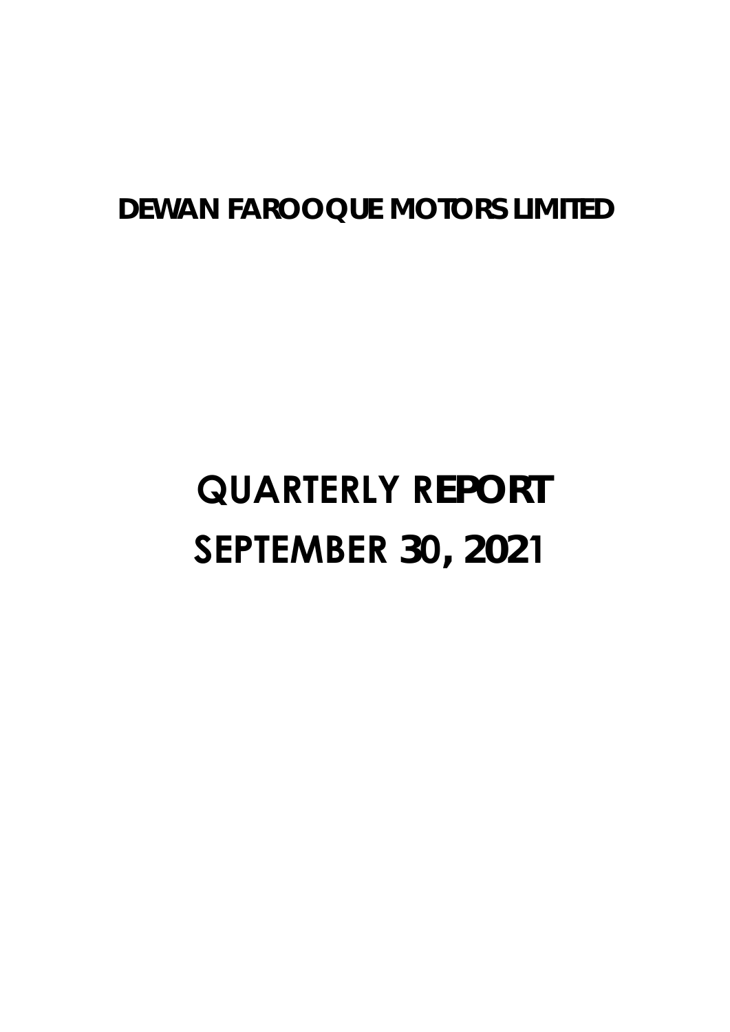# DEWAN FAROOQUE MOTORS LIMITED

# QUARTERLY REPORT
# SEPTEMBER 30, 2021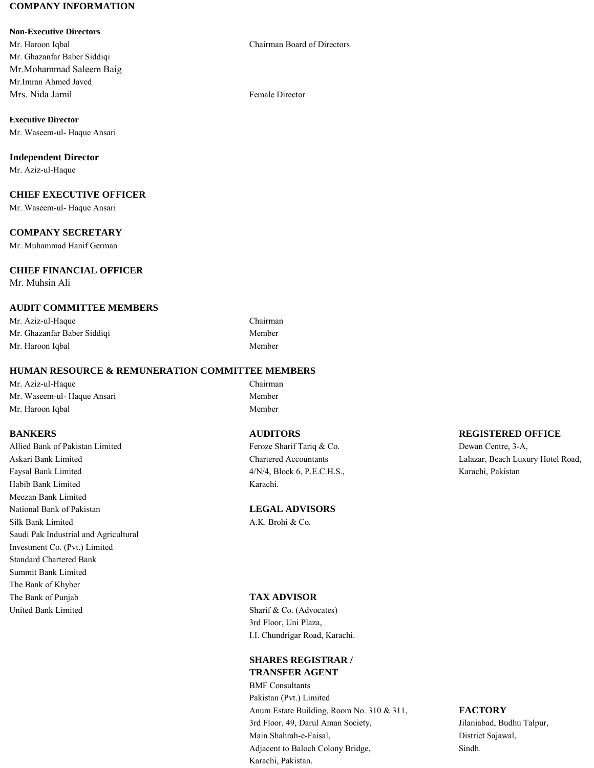# COMPANY INFORMATION

### Non-Executive Directors

| | |
|---|---|
| Mr. Haroon Iqbal | Chairman Board of Directors |
| Mr. Ghazanfar Baber Siddiqi | |
| Mr.Mohammad Saleem Baig | |
| Mr.Imran Ahmed Javed | |
| Mrs. Nida Jamil | Female Director |

### Executive Director

Mr. Waseem-ul- Haque Ansari

### Independent Director

Mr. Aziz-ul-Haque

## CHIEF EXECUTIVE OFFICER

Mr. Waseem-ul- Haque Ansari

## COMPANY SECRETARY

Mr. Muhammad Hanif German

## CHIEF FINANCIAL OFFICER

Mr. Muhsin Ali

## AUDIT COMMITTEE MEMBERS

| | |
|---|---|
| Mr. Aziz-ul-Haque | Chairman |
| Mr. Ghazanfar Baber Siddiqi | Member |
| Mr. Haroon Iqbal | Member |

## HUMAN RESOURCE & REMUNERATION COMMITTEE MEMBERS

| | |
|---|---|
| Mr. Aziz-ul-Haque | Chairman |
| Mr. Waseem-ul- Haque Ansari | Member |
| Mr. Haroon Iqbal | Member |

## BANKERS

Allied Bank of Pakistan Limited
Askari Bank Limited
Faysal Bank Limited
Habib Bank Limited
Meezan Bank Limited
National Bank of Pakistan
Silk Bank Limited
Saudi Pak Industrial and Agricultural Investment Co. (Pvt.) Limited
Standard Chartered Bank
Summit Bank Limited
The Bank of Khyber
The Bank of Punjab
United Bank Limited

## AUDITORS

Feroze Sharif Tariq & Co.
Chartered Accountants
4/N/4, Block 6, P.E.C.H.S.,
Karachi.

## LEGAL ADVISORS

A.K. Brohi & Co.

## TAX ADVISOR

Sharif & Co. (Advocates)
3rd Floor, Uni Plaza,
I.I. Chundrigar Road, Karachi.

## SHARES REGISTRAR / TRANSFER AGENT

BMF Consultants
Pakistan (Pvt.) Limited
Anum Estate Building, Room No. 310 & 311,
3rd Floor, 49, Darul Aman Society,
Main Shahrah-e-Faisal,
Adjacent to Baloch Colony Bridge,
Karachi, Pakistan.

## REGISTERED OFFICE

Dewan Centre, 3-A,
Lalazar, Beach Luxury Hotel Road,
Karachi, Pakistan

## FACTORY

Jilaniabad, Budhu Talpur,
District Sajawal,
Sindh.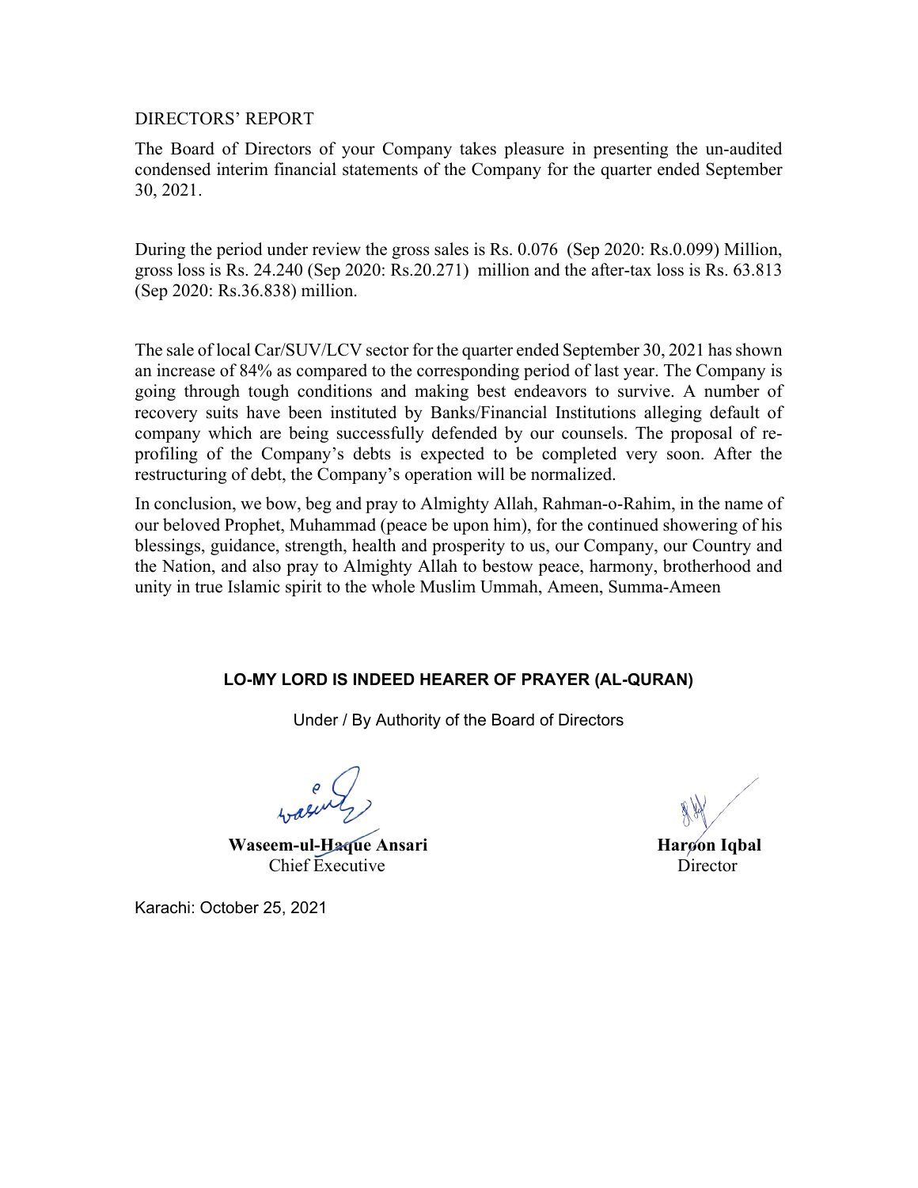# DIRECTORS' REPORT

The Board of Directors of your Company takes pleasure in presenting the un-audited condensed interim financial statements of the Company for the quarter ended September 30, 2021.

During the period under review the gross sales is Rs. 0.076 (Sep 2020: Rs.0.099) Million, gross loss is Rs. 24.240 (Sep 2020: Rs.20.271) million and the after-tax loss is Rs. 63.813 (Sep 2020: Rs.36.838) million.

The sale of local Car/SUV/LCV sector for the quarter ended September 30, 2021 has shown an increase of 84% as compared to the corresponding period of last year. The Company is going through tough conditions and making best endeavors to survive. A number of recovery suits have been instituted by Banks/Financial Institutions alleging default of company which are being successfully defended by our counsels. The proposal of re-profiling of the Company's debts is expected to be completed very soon. After the restructuring of debt, the Company's operation will be normalized.

In conclusion, we bow, beg and pray to Almighty Allah, Rahman-o-Rahim, in the name of our beloved Prophet, Muhammad (peace be upon him), for the continued showering of his blessings, guidance, strength, health and prosperity to us, our Company, our Country and the Nation, and also pray to Almighty Allah to bestow peace, harmony, brotherhood and unity in true Islamic spirit to the whole Muslim Ummah, Ameen, Summa-Ameen

**LO-MY LORD IS INDEED HEARER OF PRAYER (AL-QURAN)**

Under / By Authority of the Board of Directors

**Waseem-ul-Haque Ansari**
Chief Executive

**Haroon Iqbal**
Director

Karachi: October 25, 2021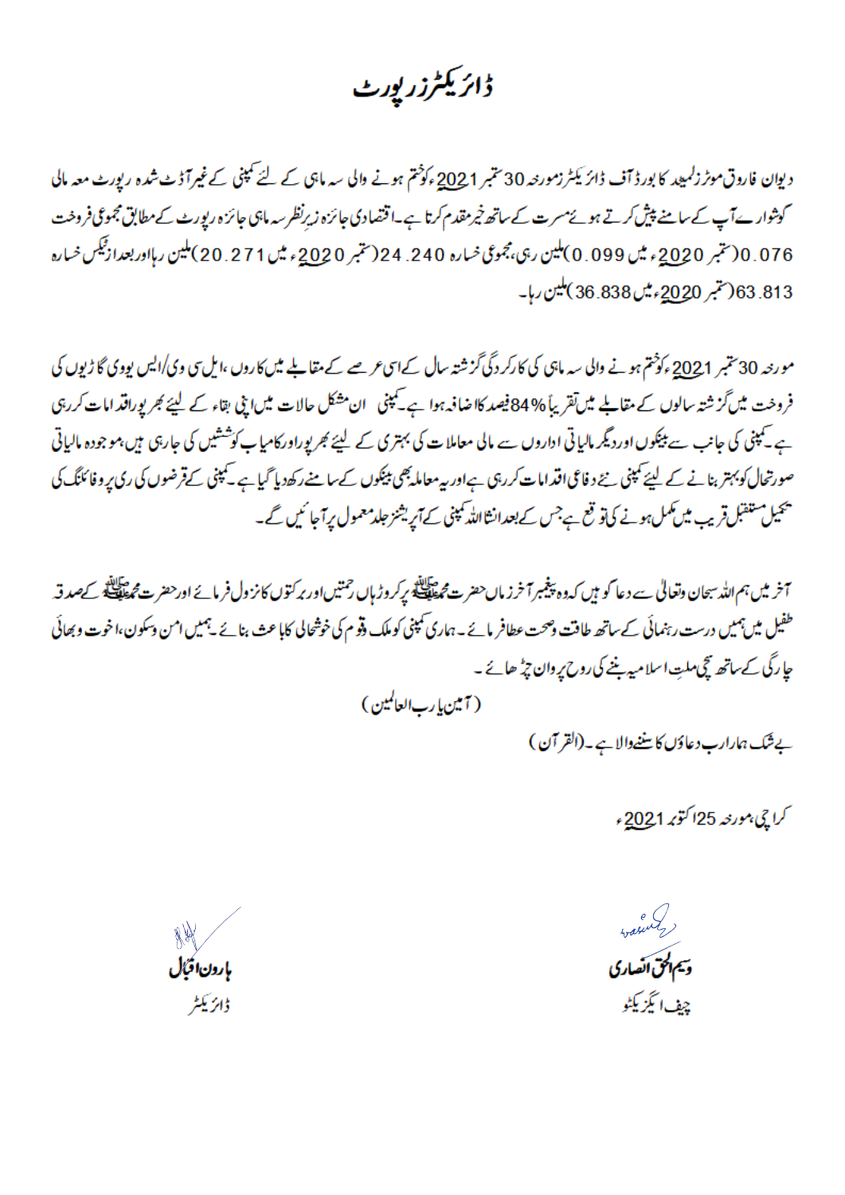# ڈائریکٹرز رپورٹ

دیوان فاروق موٹرز لمیٹڈ کا بورڈ آف ڈائریکٹرز مورخہ 30 ستمبر 2021ء کو ختم ہونے والی سہ ماہی کے لئے کمپنی کے غیر آڈٹ شدہ رپورٹ معہ مالی گوشوارے آپ کے سامنے پیش کرتے ہوئے مسرت کے ساتھ خیر مقدم کرتا ہے۔ اقتصادی جائزہ زیرِ نظر سہ ماہی جائزہ رپورٹ کے مطابق مجموعی فروخت 0.076 (ستمبر 2020ء میں 0.099) ملین رہی، مجموعی خسارہ 24.240 (ستمبر 2020ء میں 20.271) ملین رہا اور بعد از ٹیکس خسارہ 63.813 (ستمبر 2020ء میں 36.838) ملین رہا۔

مورخہ 30 ستمبر 2021ء کو ختم ہونے والی سہ ماہی کی کارکردگی گزشتہ سال کے اسی عرصے کے مقابلے میں کاروں، ایل سی وی/ایس یو وی گاڑیوں کی فروخت میں گزشتہ سالوں کے مقابلے میں تقریباً 84% فیصد کا اضافہ ہوا ہے۔ کمپنی ان مشکل حالات میں اپنی بقاء کے لیئے بھرپور اقدامات کر رہی ہے۔ کمپنی کی جانب سے بینکوں اور دیگر مالیاتی اداروں سے مالی معاملات کی بہتری کے لیئے بھرپور اور کامیاب کوششیں کی جا رہی ہیں، موجودہ مالیاتی صورتحال کو بہتر بنانے کے لیئے کمپنی نئے دفاعی اقدامات کر رہی ہے اور یہ معاملہ بھی بینکوں کے سامنے رکھ دیا گیا ہے۔ کمپنی کے قرضوں کی ری پروفائلنگ کی تکمیل مستقبل قریب میں مکمل ہونے کی توقع ہے جس کے بعد انشاءاللہ کمپنی کے آپریشنز جلد معمول پر آجائیں گے۔

آخر میں ہم اللہ سبحان وتعالی سے دعا گو ہیں کہ وہ پیغمبر آخر زماں حضرت محمد ﷺ پر کروڑہا رحمتیں اور برکتوں کا نزول فرمائے اور حضرت محمد ﷺ کے صدقہ طفیل میں ہمیں درست رہنمائی کے ساتھ طاقت وصحت عطا فرمائے۔ ہماری کمپنی کو ملک وقوم کی خوشحالی کا باعث بنائے۔ ہمیں امن وسکون، اخوت و بھائی چارگی کے ساتھ سچی ملتِ اسلامیہ بننے کی روح پروان چڑھائے۔

(آمین یارب العالمین)

بے شک ہمارا رب دعاؤں کا سننے والا ہے۔ (القرآن)

کراچی، مورخہ 25 اکتوبر 2021ء

وسیم الحق انصاری
چیف ایگزیکٹو

ہارون اقبال
ڈائریکٹر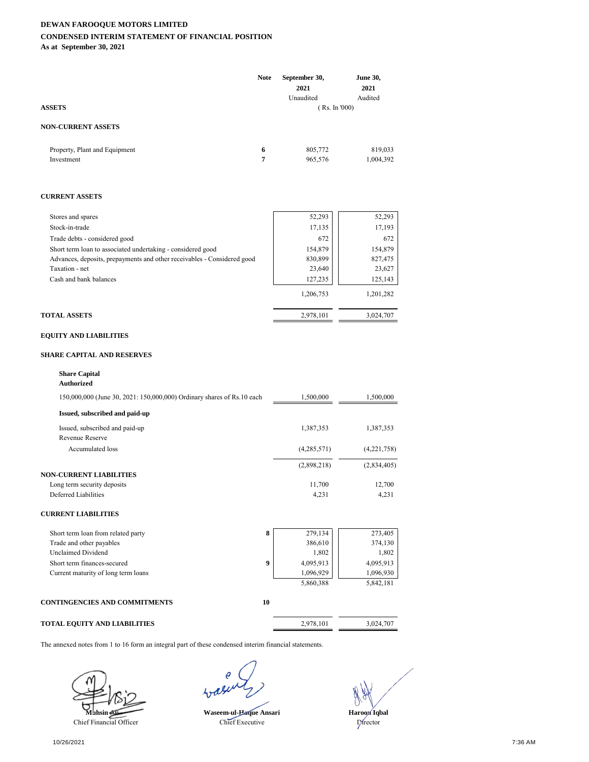**DEWAN FAROOQUE MOTORS LIMITED**

**CONDENSED INTERIM STATEMENT OF FINANCIAL POSITION**

**As at September 30, 2021**

| | Note | September 30, 2021 | June 30, 2021 |
|---|---|---|---|
| | | Unaudited | Audited |
| **ASSETS** | | ( Rs. In '000) | |
| **NON-CURRENT ASSETS** | | | |
| Property, Plant and Equipment | 6 | 805,772 | 819,033 |
| Investment | 7 | 965,576 | 1,004,392 |
| **CURRENT ASSETS** | | | |
| Stores and spares | | 52,293 | 52,293 |
| Stock-in-trade | | 17,135 | 17,193 |
| Trade debts - considered good | | 672 | 672 |
| Short term loan to associated undertaking - considered good | | 154,879 | 154,879 |
| Advances, deposits, prepayments and other receivables - Considered good | | 830,899 | 827,475 |
| Taxation - net | | 23,640 | 23,627 |
| Cash and bank balances | | 127,235 | 125,143 |
| | | 1,206,753 | 1,201,282 |
| **TOTAL ASSETS** | | 2,978,101 | 3,024,707 |
| **EQUITY AND LIABILITIES** | | | |
| **SHARE CAPITAL AND RESERVES** | | | |
| **Share Capital** | | | |
| **Authorized** | | | |
| 150,000,000 (June 30, 2021: 150,000,000) Ordinary shares of Rs.10 each | | 1,500,000 | 1,500,000 |
| **Issued, subscribed and paid-up** | | | |
| Issued, subscribed and paid-up | | 1,387,353 | 1,387,353 |
| Revenue Reserve | | | |
| Accumulated loss | | (4,285,571) | (4,221,758) |
| | | (2,898,218) | (2,834,405) |
| **NON-CURRENT LIABILITIES** | | | |
| Long term security deposits | | 11,700 | 12,700 |
| Deferred Liabilities | | 4,231 | 4,231 |
| **CURRENT LIABILITIES** | | | |
| Short term loan from related party | 8 | 279,134 | 273,405 |
| Trade and other payables | | 386,610 | 374,130 |
| Unclaimed Dividend | | 1,802 | 1,802 |
| Short term finances-secured | 9 | 4,095,913 | 4,095,913 |
| Current maturity of long term loans | | 1,096,929 | 1,096,930 |
| | | 5,860,388 | 5,842,181 |
| **CONTINGENCIES AND COMMITMENTS** | 10 | | |
| **TOTAL EQUITY AND LIABILITIES** | | 2,978,101 | 3,024,707 |

The annexed notes from 1 to 16 form an integral part of these condensed interim financial statements.

| Muhsin Ali | Waseem-ul-Haque Ansari | Haroon Iqbal |
|---|---|---|
| Chief Financial Officer | Chief Executive | Director |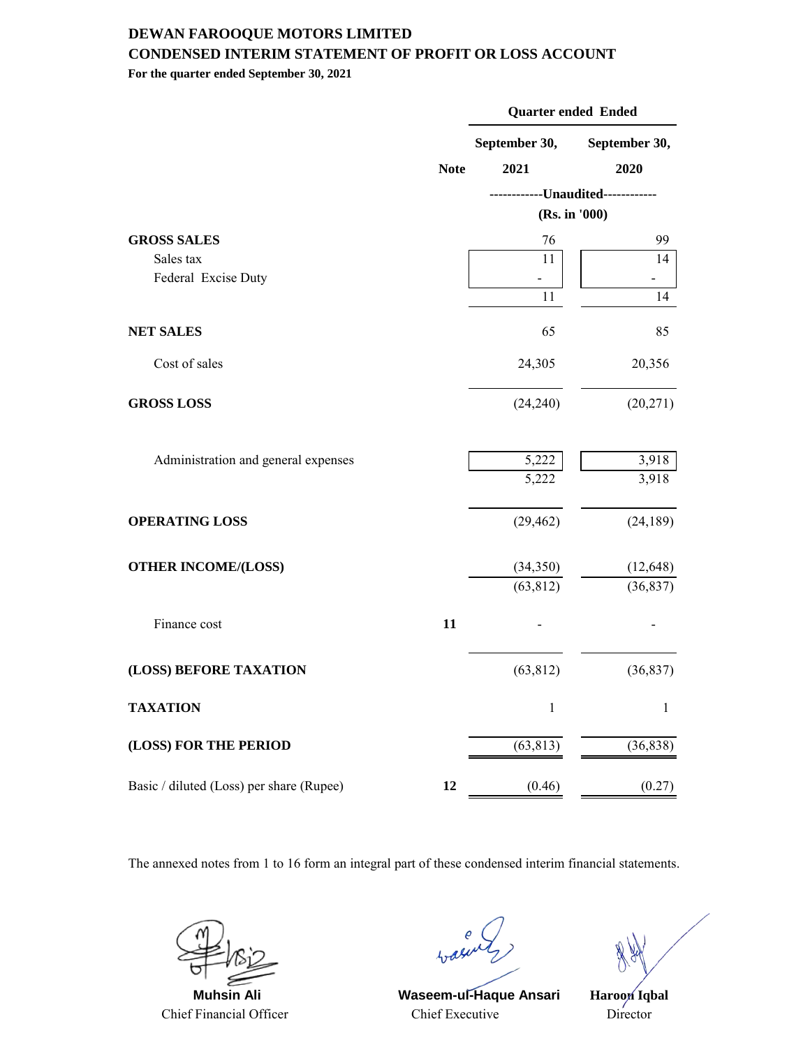# DEWAN FAROOQUE MOTORS LIMITED

## CONDENSED INTERIM STATEMENT OF PROFIT OR LOSS ACCOUNT

**For the quarter ended September 30, 2021**

| | | Quarter ended Ended | |
|---|---|---|---|
| | **Note** | **September 30, 2021** | **September 30, 2020** |
| | | ------------Unaudited------------ (Rs. in '000) | |
| **GROSS SALES** | | 76 | 99 |
| Sales tax | | 11 | 14 |
| Federal Excise Duty | | - | - |
| | | 11 | 14 |
| **NET SALES** | | 65 | 85 |
| Cost of sales | | 24,305 | 20,356 |
| **GROSS LOSS** | | (24,240) | (20,271) |
| Administration and general expenses | | 5,222 | 3,918 |
| | | 5,222 | 3,918 |
| **OPERATING LOSS** | | (29,462) | (24,189) |
| **OTHER INCOME/(LOSS)** | | (34,350) | (12,648) |
| | | (63,812) | (36,837) |
| Finance cost | **11** | - | - |
| **(LOSS) BEFORE TAXATION** | | (63,812) | (36,837) |
| **TAXATION** | | 1 | 1 |
| **(LOSS) FOR THE PERIOD** | | (63,813) | (36,838) |
| Basic / diluted (Loss) per share (Rupee) | **12** | (0.46) | (0.27) |

The annexed notes from 1 to 16 form an integral part of these condensed interim financial statements.

| **Muhsin Ali** | **Waseem-ul-Haque Ansari** | **Haroon Iqbal** |
|---|---|---|
| Chief Financial Officer | Chief Executive | Director |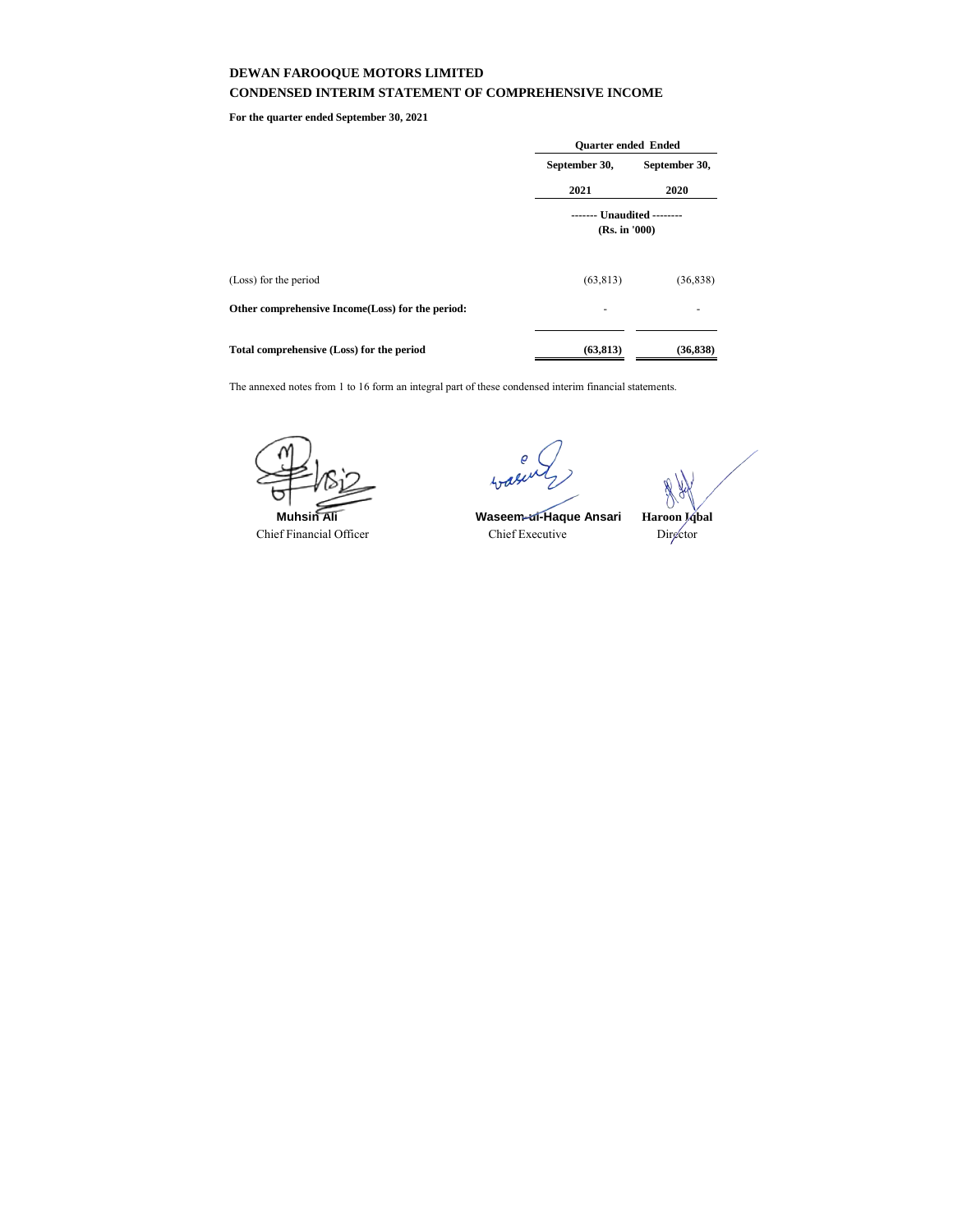# DEWAN FAROOQUE MOTORS LIMITED

## CONDENSED INTERIM STATEMENT OF COMPREHENSIVE INCOME

**For the quarter ended September 30, 2021**

| | Quarter ended Ended | |
|---|---|---|
| | **September 30, 2021** | **September 30, 2020** |
| | ------- Unaudited -------- (Rs. in '000) | |
| (Loss) for the period | (63,813) | (36,838) |
| **Other comprehensive Income(Loss) for the period:** | - | - |
| **Total comprehensive (Loss) for the period** | **(63,813)** | **(36,838)** |

The annexed notes from 1 to 16 form an integral part of these condensed interim financial statements.

| **Muhsin Ali** | **Waseem-ul-Haque Ansari** | **Haroon Iqbal** |
|---|---|---|
| Chief Financial Officer | Chief Executive | Director |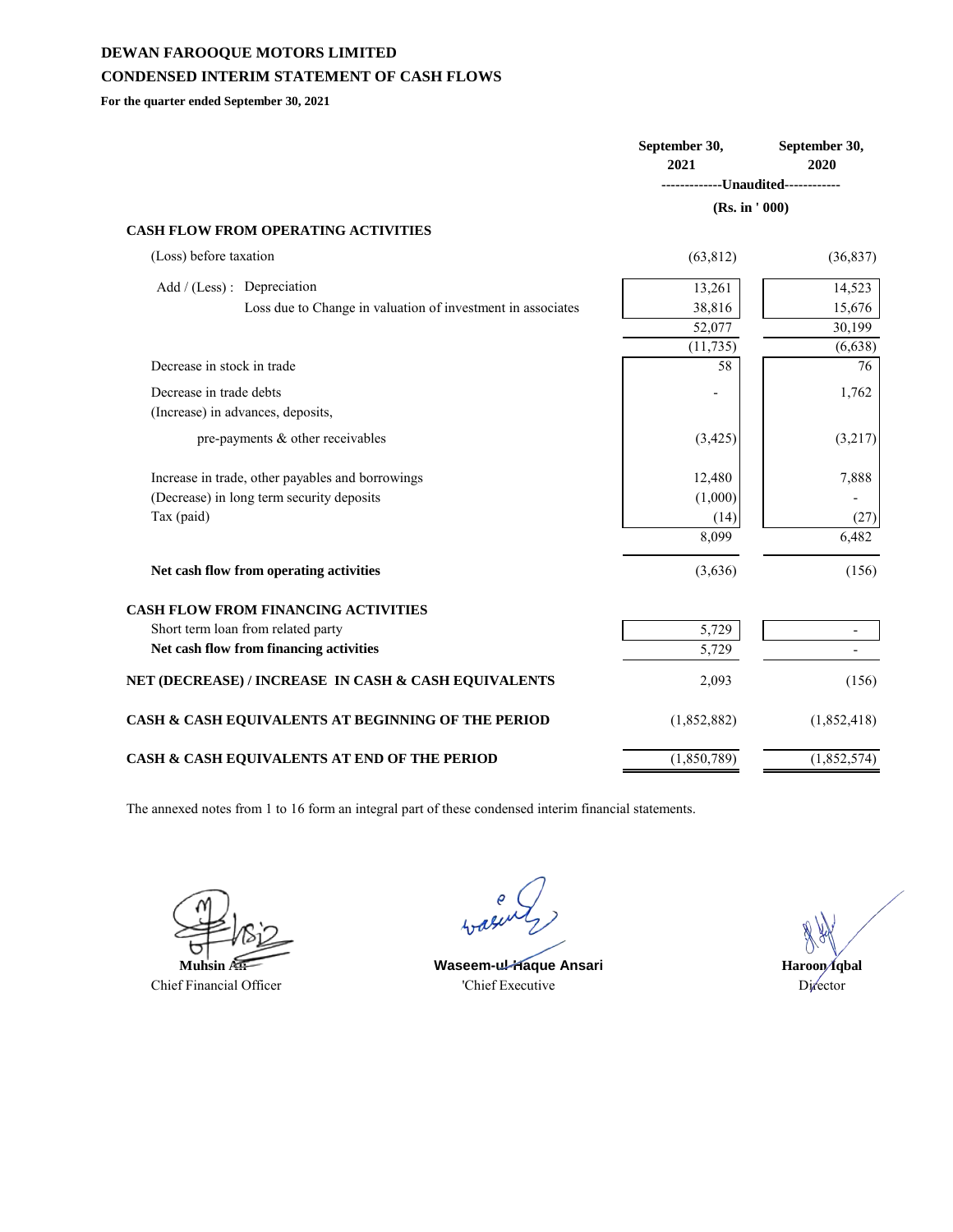**DEWAN FAROOQUE MOTORS LIMITED**

**CONDENSED INTERIM STATEMENT OF CASH FLOWS**

**For the quarter ended September 30, 2021**

| | September 30, 2021 | September 30, 2020 |
|---|---|---|
| | ------------Unaudited----------- | |
| | (Rs. in ' 000) | |
| **CASH FLOW FROM OPERATING ACTIVITIES** | | |
| (Loss) before taxation | (63,812) | (36,837) |
| Add / (Less) : Depreciation | 13,261 | 14,523 |
| Loss due to Change in valuation of investment in associates | 38,816 | 15,676 |
| | 52,077 | 30,199 |
| | (11,735) | (6,638) |
| Decrease in stock in trade | 58 | 76 |
| Decrease in trade debts | - | 1,762 |
| (Increase) in advances, deposits, pre-payments & other receivables | (3,425) | (3,217) |
| Increase in trade, other payables and borrowings | 12,480 | 7,888 |
| (Decrease) in long term security deposits | (1,000) | - |
| Tax (paid) | (14) | (27) |
| | 8,099 | 6,482 |
| **Net cash flow from operating activities** | (3,636) | (156) |
| **CASH FLOW FROM FINANCING ACTIVITIES** | | |
| Short term loan from related party | 5,729 | - |
| **Net cash flow from financing activities** | 5,729 | - |
| **NET (DECREASE) / INCREASE IN CASH & CASH EQUIVALENTS** | 2,093 | (156) |
| **CASH & CASH EQUIVALENTS AT BEGINNING OF THE PERIOD** | (1,852,882) | (1,852,418) |
| **CASH & CASH EQUIVALENTS AT END OF THE PERIOD** | (1,850,789) | (1,852,574) |

The annexed notes from 1 to 16 form an integral part of these condensed interim financial statements.

| **Muhsin Ali** | **Waseem-ul-Haque Ansari** | **Haroon Iqbal** |
|---|---|---|
| Chief Financial Officer | 'Chief Executive | Director |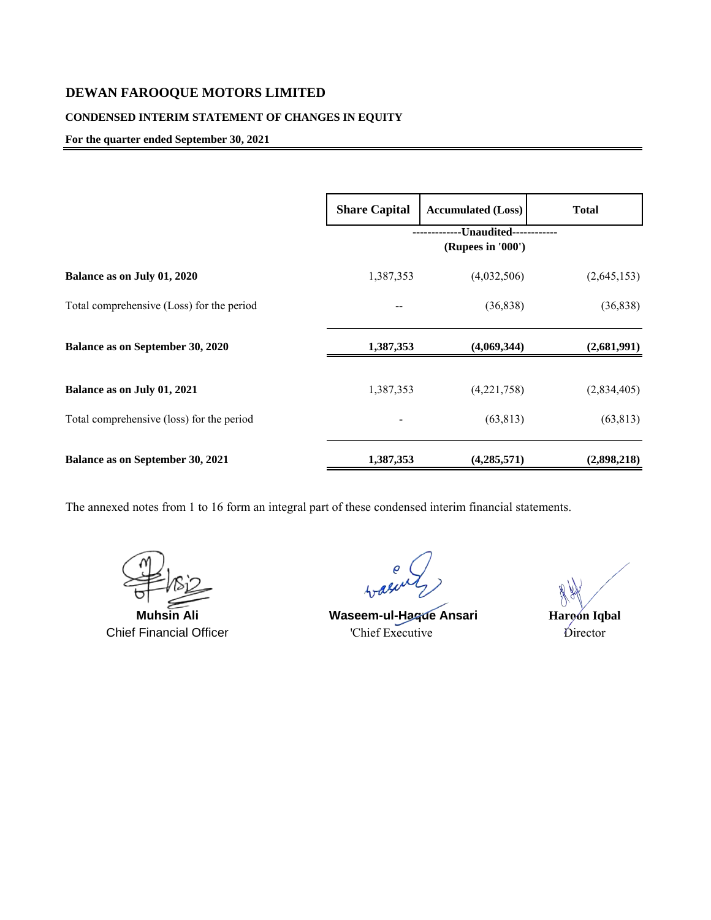# DEWAN FAROOQUE MOTORS LIMITED

## CONDENSED INTERIM STATEMENT OF CHANGES IN EQUITY

**For the quarter ended September 30, 2021**

| | Share Capital | Accumulated (Loss) | Total |
|---|---|---|---|
| | -------------Unaudited------------ (Rupees in '000') | | |
| **Balance as on July 01, 2020** | 1,387,353 | (4,032,506) | (2,645,153) |
| Total comprehensive (Loss) for the period | -- | (36,838) | (36,838) |
| **Balance as on September 30, 2020** | **1,387,353** | **(4,069,344)** | **(2,681,991)** |
| **Balance as on July 01, 2021** | 1,387,353 | (4,221,758) | (2,834,405) |
| Total comprehensive (loss) for the period | - | (63,813) | (63,813) |
| **Balance as on September 30, 2021** | **1,387,353** | **(4,285,571)** | **(2,898,218)** |

The annexed notes from 1 to 16 form an integral part of these condensed interim financial statements.

| **Muhsin Ali** | **Waseem-ul-Haque Ansari** | **Haroon Iqbal** |
|---|---|---|
| Chief Financial Officer | 'Chief Executive | Director |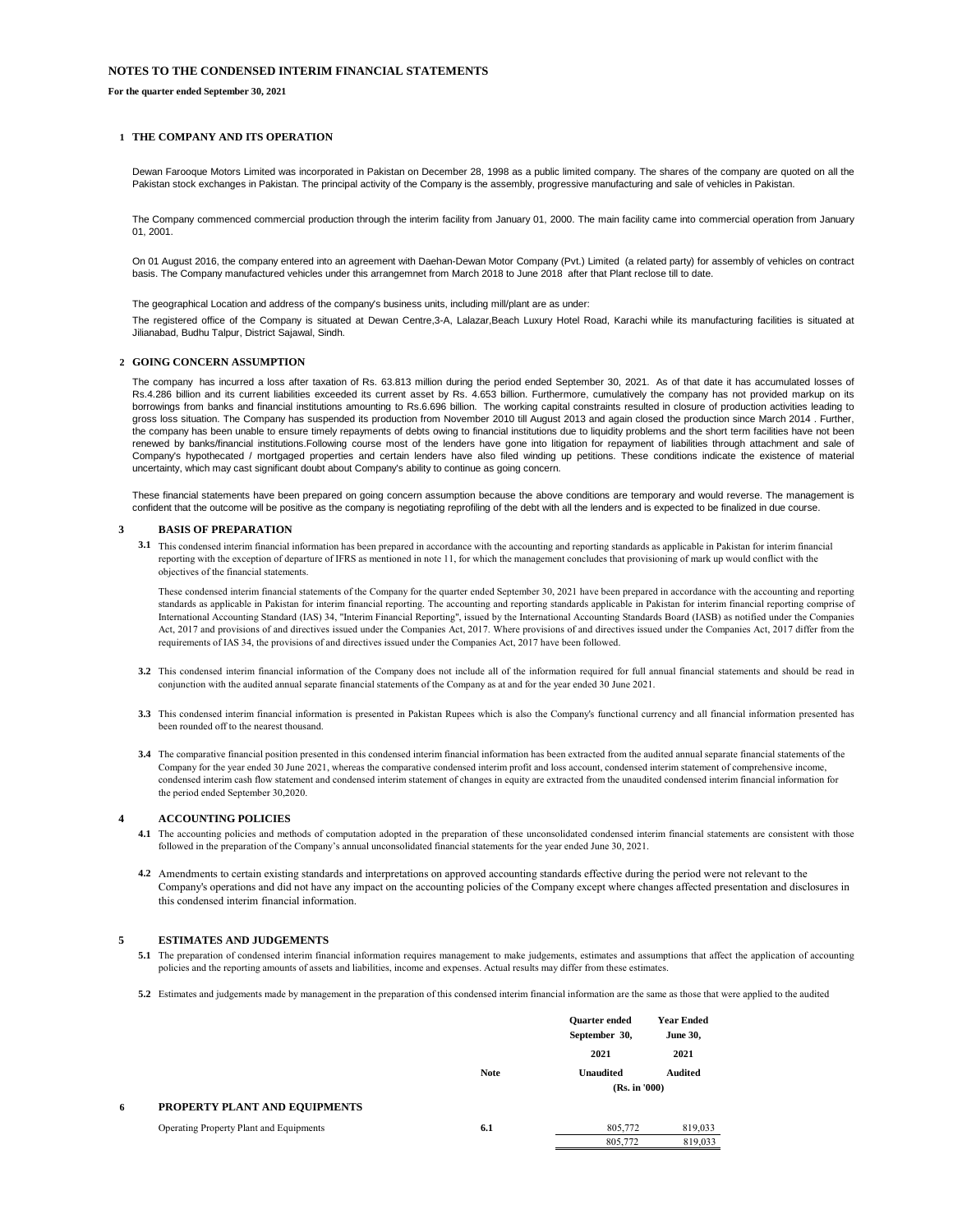# NOTES TO THE CONDENSED INTERIM FINANCIAL STATEMENTS

**For the quarter ended September 30, 2021**

## 1 THE COMPANY AND ITS OPERATION

Dewan Farooque Motors Limited was incorporated in Pakistan on December 28, 1998 as a public limited company. The shares of the company are quoted on all the Pakistan stock exchanges in Pakistan. The principal activity of the Company is the assembly, progressive manufacturing and sale of vehicles in Pakistan.

The Company commenced commercial production through the interim facility from January 01, 2000. The main facility came into commercial operation from January 01, 2001.

On 01 August 2016, the company entered into an agreement with Daehan-Dewan Motor Company (Pvt.) Limited (a related party) for assembly of vehicles on contract basis. The Company manufactured vehicles under this arrangemnet from March 2018 to June 2018 after that Plant reclose till to date.

The geographical Location and address of the company's business units, including mill/plant are as under:

The registered office of the Company is situated at Dewan Centre,3-A, Lalazar,Beach Luxury Hotel Road, Karachi while its manufacturing facilities is situated at Jilianabad, Budhu Talpur, District Sajawal, Sindh.

## 2 GOING CONCERN ASSUMPTION

The company has incurred a loss after taxation of Rs. 63.813 million during the period ended September 30, 2021. As of that date it has accumulated losses of Rs.4.286 billion and its current liabilities exceeded its current asset by Rs. 4.653 billion. Furthermore, cumulatively the company has not provided markup on its borrowings from banks and financial institutions amounting to Rs.6.696 billion. The working capital constraints resulted in closure of production activities leading to gross loss situation. The Company has suspended its production from November 2010 till August 2013 and again closed the production since March 2014 . Further, the company has been unable to ensure timely repayments of debts owing to financial institutions due to liquidity problems and the short term facilities have not been renewed by banks/financial institutions.Following course most of the lenders have gone into litigation for repayment of liabilities through attachment and sale of Company's hypothecated / mortgaged properties and certain lenders have also filed winding up petitions. These conditions indicate the existence of material uncertainty, which may cast significant doubt about Company's ability to continue as going concern.

These financial statements have been prepared on going concern assumption because the above conditions are temporary and would reverse. The management is confident that the outcome will be positive as the company is negotiating reprofiling of the debt with all the lenders and is expected to be finalized in due course.

## 3 BASIS OF PREPARATION

**3.1** This condensed interim financial information has been prepared in accordance with the accounting and reporting standards as applicable in Pakistan for interim financial reporting with the exception of departure of IFRS as mentioned in note 11, for which the management concludes that provisioning of mark up would conflict with the objectives of the financial statements.

These condensed interim financial statements of the Company for the quarter ended September 30, 2021 have been prepared in accordance with the accounting and reporting standards as applicable in Pakistan for interim financial reporting. The accounting and reporting standards applicable in Pakistan for interim financial reporting comprise of International Accounting Standard (IAS) 34, "Interim Financial Reporting", issued by the International Accounting Standards Board (IASB) as notified under the Companies Act, 2017 and provisions of and directives issued under the Companies Act, 2017. Where provisions of and directives issued under the Companies Act, 2017 differ from the requirements of IAS 34, the provisions of and directives issued under the Companies Act, 2017 have been followed.

**3.2** This condensed interim financial information of the Company does not include all of the information required for full annual financial statements and should be read in conjunction with the audited annual separate financial statements of the Company as at and for the year ended 30 June 2021.

**3.3** This condensed interim financial information is presented in Pakistan Rupees which is also the Company's functional currency and all financial information presented has been rounded off to the nearest thousand.

**3.4** The comparative financial position presented in this condensed interim financial information has been extracted from the audited annual separate financial statements of the Company for the year ended 30 June 2021, whereas the comparative condensed interim profit and loss account, condensed interim statement of comprehensive income, condensed interim cash flow statement and condensed interim statement of changes in equity are extracted from the unaudited condensed interim financial information for the period ended September 30,2020.

## 4 ACCOUNTING POLICIES

**4.1** The accounting policies and methods of computation adopted in the preparation of these unconsolidated condensed interim financial statements are consistent with those followed in the preparation of the Company's annual unconsolidated financial statements for the year ended June 30, 2021.

**4.2** Amendments to certain existing standards and interpretations on approved accounting standards effective during the period were not relevant to the Company's operations and did not have any impact on the accounting policies of the Company except where changes affected presentation and disclosures in this condensed interim financial information.

## 5 ESTIMATES AND JUDGEMENTS

**5.1** The preparation of condensed interim financial information requires management to make judgements, estimates and assumptions that affect the application of accounting policies and the reporting amounts of assets and liabilities, income and expenses. Actual results may differ from these estimates.

**5.2** Estimates and judgements made by management in the preparation of this condensed interim financial information are the same as those that were applied to the audited

| | Note | Quarter ended September 30, 2021 | Year Ended June 30, 2021 |
|---|---|---|---|
| | | Unaudited | Audited |
| | | (Rs. in '000) | |
| **6 PROPERTY PLANT AND EQUIPMENTS** | | | |
| Operating Property Plant and Equipments | 6.1 | 805,772 | 819,033 |
| | | 805,772 | 819,033 |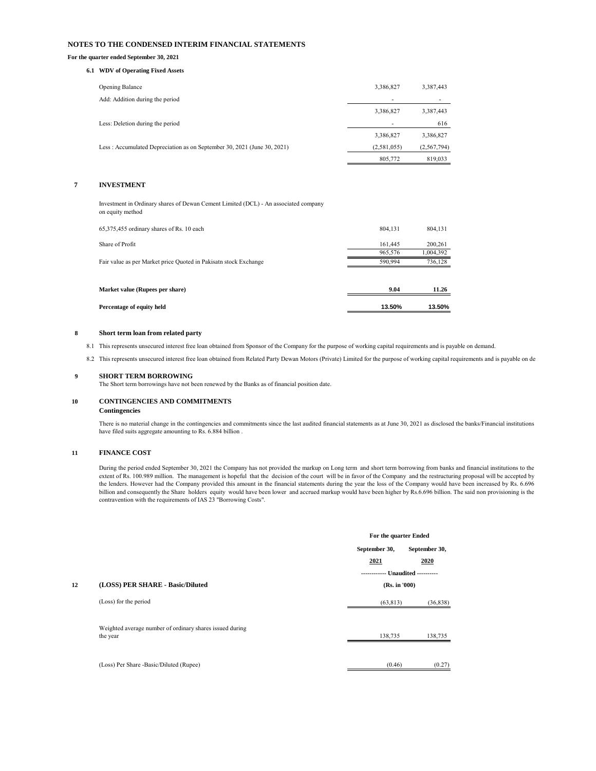## NOTES TO THE CONDENSED INTERIM FINANCIAL STATEMENTS

**For the quarter ended September 30, 2021**

### 6.1 WDV of Operating Fixed Assets

| | | |
|---|---|---|
| Opening Balance | 3,386,827 | 3,387,443 |
| Add: Addition during the period | - | - |
| | 3,386,827 | 3,387,443 |
| Less: Deletion during the period | - | 616 |
| | 3,386,827 | 3,386,827 |
| Less : Accumulated Depreciation as on September 30, 2021 (June 30, 2021) | (2,581,055) | (2,567,794) |
| | 805,772 | 819,033 |

### 7 INVESTMENT

Investment in Ordinary shares of Dewan Cement Limited (DCL) - An associated company on equity method

| | | |
|---|---|---|
| 65,375,455 ordinary shares of Rs. 10 each | 804,131 | 804,131 |
| Share of Profit | 161,445 | 200,261 |
| | 965,576 | 1,004,392 |
| Fair value as per Market price Quoted in Pakisatn stock Exchange | 590,994 | 736,128 |
| **Market value (Rupees per share)** | **9.04** | **11.26** |
| **Percentage of equity held** | **13.50%** | **13.50%** |

### 8 Short term loan from related party

8.1 This represents unsecured interest free loan obtained from Sponsor of the Company for the purpose of working capital requirements and is payable on demand.

8.2 This represents unsecured interest free loan obtained from Related Party Dewan Motors (Private) Limited for the purpose of working capital requirements and is payable on de

### 9 SHORT TERM BORROWING

The Short term borrowings have not been renewed by the Banks as of financial position date.

### 10 CONTINGENCIES AND COMMITMENTS

**Contingencies**

There is no material change in the contingencies and commitments since the last audited financial statements as at June 30, 2021 as disclosed the banks/Financial institutions have filed suits aggregate amounting to Rs. 6.884 billion .

### 11 FINANCE COST

During the period ended September 30, 2021 the Company has not provided the markup on Long term and short term borrowing from banks and financial institutions to the extent of Rs. 100.989 million. The management is hopeful that the decision of the court will be in favor of the Company and the restructuring proposal will be accepted by the lenders. However had the Company provided this amount in the financial statements during the year the loss of the Company would have been increased by Rs. 6.696 billion and consequently the Share holders equity would have been lower and accrued markup would have been higher by Rs.6.696 billion. The said non provisioning is the contravention with the requirements of IAS 23 "Borrowing Costs".

### 12 (LOSS) PER SHARE - Basic/Diluted

| | For the quarter Ended | |
|---|---|---|
| | September 30, 2021 | September 30, 2020 |
| | ------------ Unaudited ---------- | |
| | (Rs. in '000) | |
| (Loss) for the period | (63,813) | (36,838) |
| Weighted average number of ordinary shares issued during the year | 138,735 | 138,735 |
| (Loss) Per Share -Basic/Diluted (Rupee) | (0.46) | (0.27) |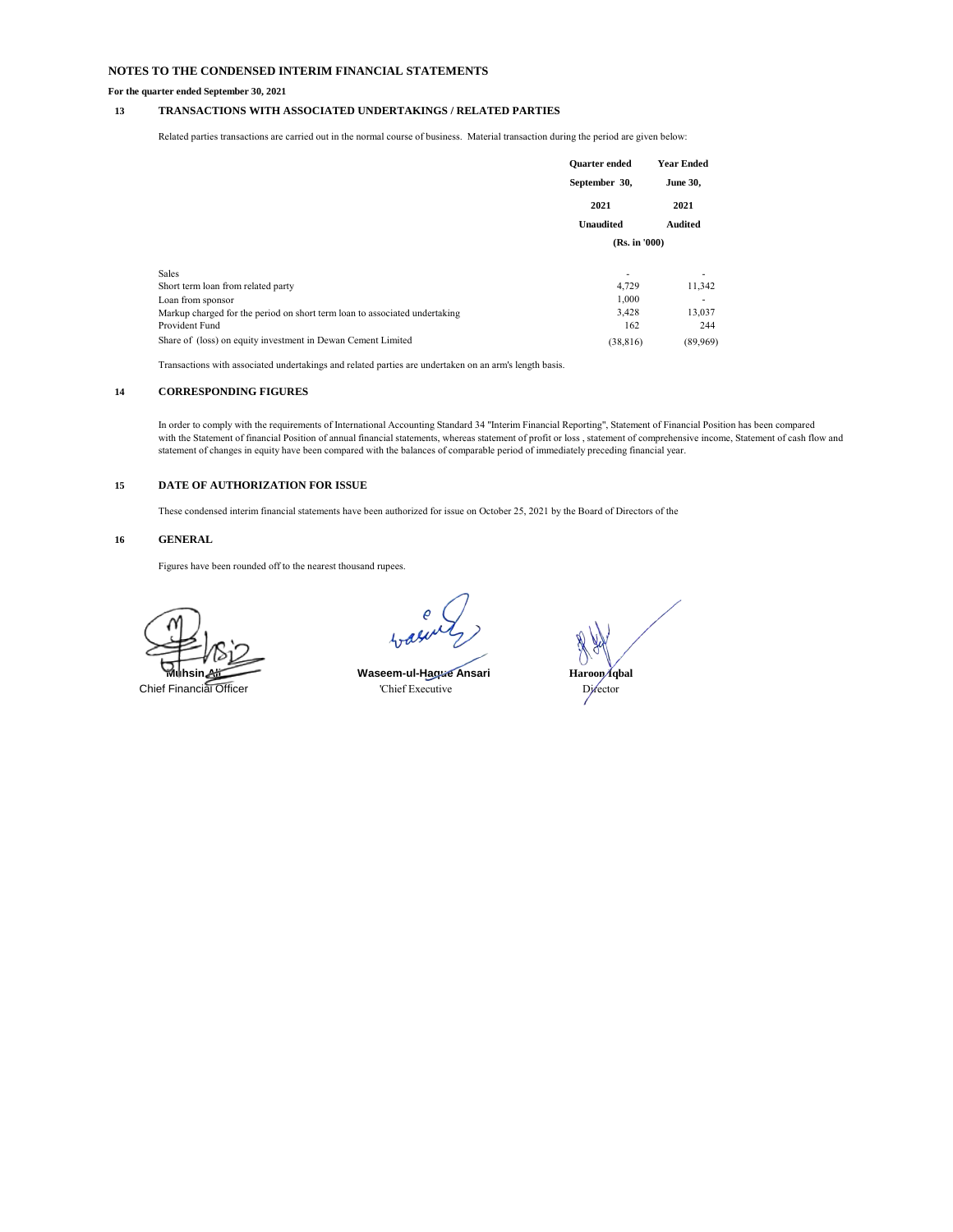# NOTES TO THE CONDENSED INTERIM FINANCIAL STATEMENTS

**For the quarter ended September 30, 2021**

## 13 TRANSACTIONS WITH ASSOCIATED UNDERTAKINGS / RELATED PARTIES

Related parties transactions are carried out in the normal course of business. Material transaction during the period are given below:

| | Quarter ended September 30, 2021 Unaudited | Year Ended June 30, 2021 Audited |
|---|---|---|
| | (Rs. in '000) | |
| Sales | - | - |
| Short term loan from related party | 4,729 | 11,342 |
| Loan from sponsor | 1,000 | - |
| Markup charged for the period on short term loan to associated undertaking | 3,428 | 13,037 |
| Provident Fund | 162 | 244 |
| Share of (loss) on equity investment in Dewan Cement Limited | (38,816) | (89,969) |

Transactions with associated undertakings and related parties are undertaken on an arm's length basis.

## 14 CORRESPONDING FIGURES

In order to comply with the requirements of International Accounting Standard 34 "Interim Financial Reporting", Statement of Financial Position has been compared with the Statement of financial Position of annual financial statements, whereas statement of profit or loss , statement of comprehensive income, Statement of cash flow and statement of changes in equity have been compared with the balances of comparable period of immediately preceding financial year.

## 15 DATE OF AUTHORIZATION FOR ISSUE

These condensed interim financial statements have been authorized for issue on October 25, 2021 by the Board of Directors of the

## 16 GENERAL

Figures have been rounded off to the nearest thousand rupees.

| | | |
|---|---|---|
| **Muhsin Ali** | **Waseem-ul-Haque Ansari** | **Haroon Iqbal** |
| Chief Financial Officer | 'Chief Executive | Director |